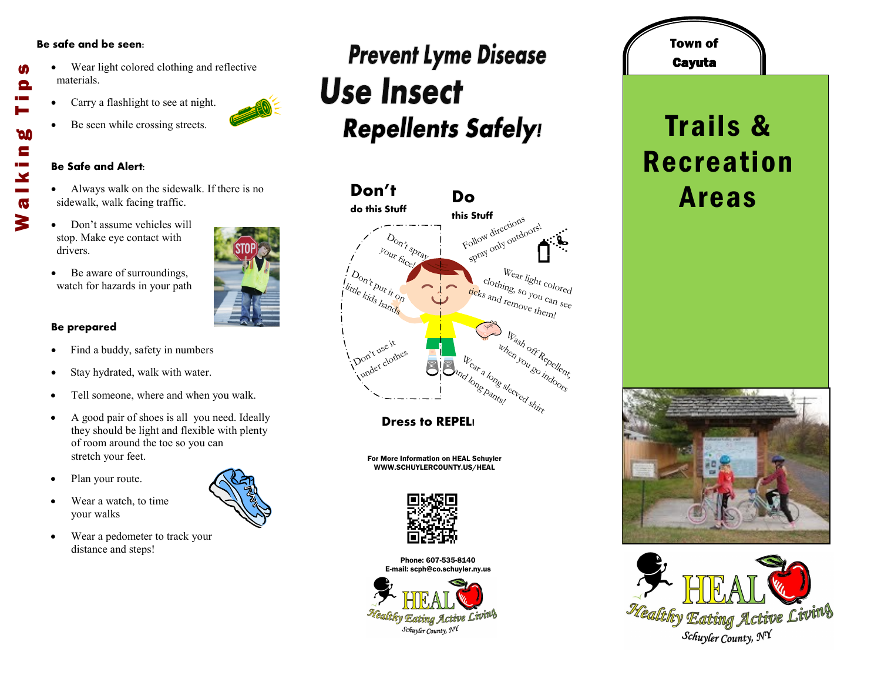# Walking Tips

**Be safe and be seen:**

- Wear light colored clothing and reflective materials.
- Carry a flashlight to see at night.
- Be seen while crossing streets.

**Be Safe and Alert:**

- Always walk on the sidewalk. If there is no sidewalk, walk facing traffic.
- Don't assume vehicles will stop. Make eye contact with drivers.
- Be aware of surroundings, watch for hazards in your path

**Be prepared**

- Find a buddy, safety in numbers
- Stay hydrated, walk with water.
- Tell someone, where and when you walk.
- A good pair of shoes is all you need. Ideally they should be light and flexible with plenty of room around the toe so you can stretch your feet.
- Plan your route.
- Wear a watch, to time your walks
- Wear a pedometer to track your distance and steps!

# Prevent Lyme Disease

# Use Insect Repellents Safely!

**Don't** do this Stuff

- Don't spray your face!
- Don't put it on little kids hands
- Don't use it under clothes

**Do** this Stuff

- Follow directions spray only outdoors!
- Wear light colored clothing, so you can see ticks and remove them!
- Wash off Repellent, when you go indoors
- Wear a long sleeved shirt and long pants!

**Dress to REPEL!**

For More Information on HEAL Schuyler
WWW.SCHUYLERCOUNTY.US/HEAL

Phone: 607-535-8140
E-mail: scph@co.schuyler.ny.us

HEAL Healthy Eating Active Living Schuyler County, NY

**Town of Cayuta**

# Trails & Recreation Areas

HEAL Healthy Eating Active Living Schuyler County, NY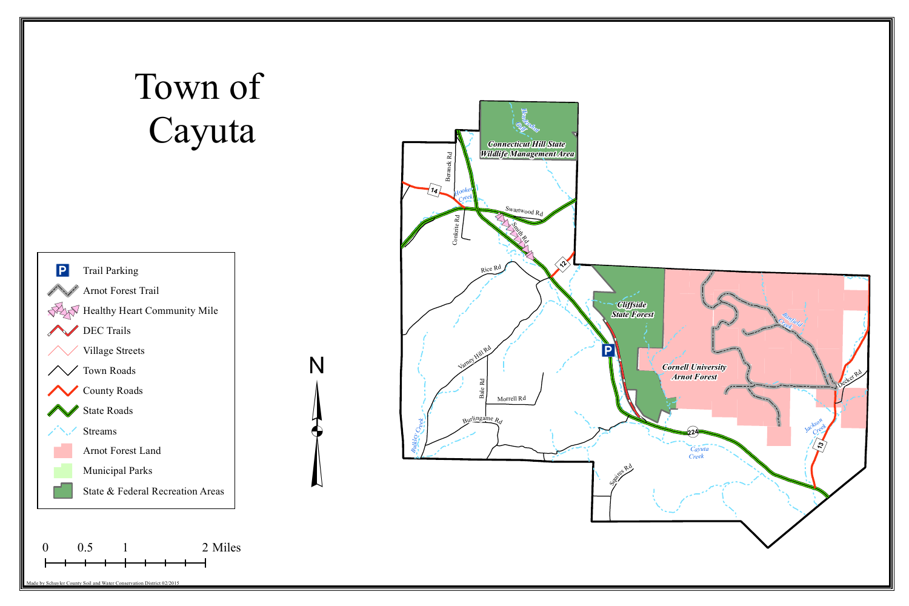# Town of Cayuta

Trail Parking

Arnot Forest Trail

Healthy Heart Community Mile

DEC Trails

Village Streets

Town Roads

County Roads

State Roads

Streams

Arnot Forest Land

Municipal Parks

State & Federal Recreation Areas

0 0.5 1 2 Miles

N

Connecticut Hill State Wildlife Management Area

Cliffside State Forest

Cornell University Arnot Forest

Beraruck Rd

Conkrite Rd

Swartwood Rd

Smith Rd

Rice Rd

Varney Hill Rd

Bale Rd

Morrell Rd

Burlingame Rd

Squires Rd

Decker Rd

Hooker Creek

Bulkley Creek

Banfield Creek

Jackson Creek

Cayuta Creek

Van Zandt Gulf

14

12

224

13

P

Made by Schuyler County Soil and Water Conservation District 02/2015